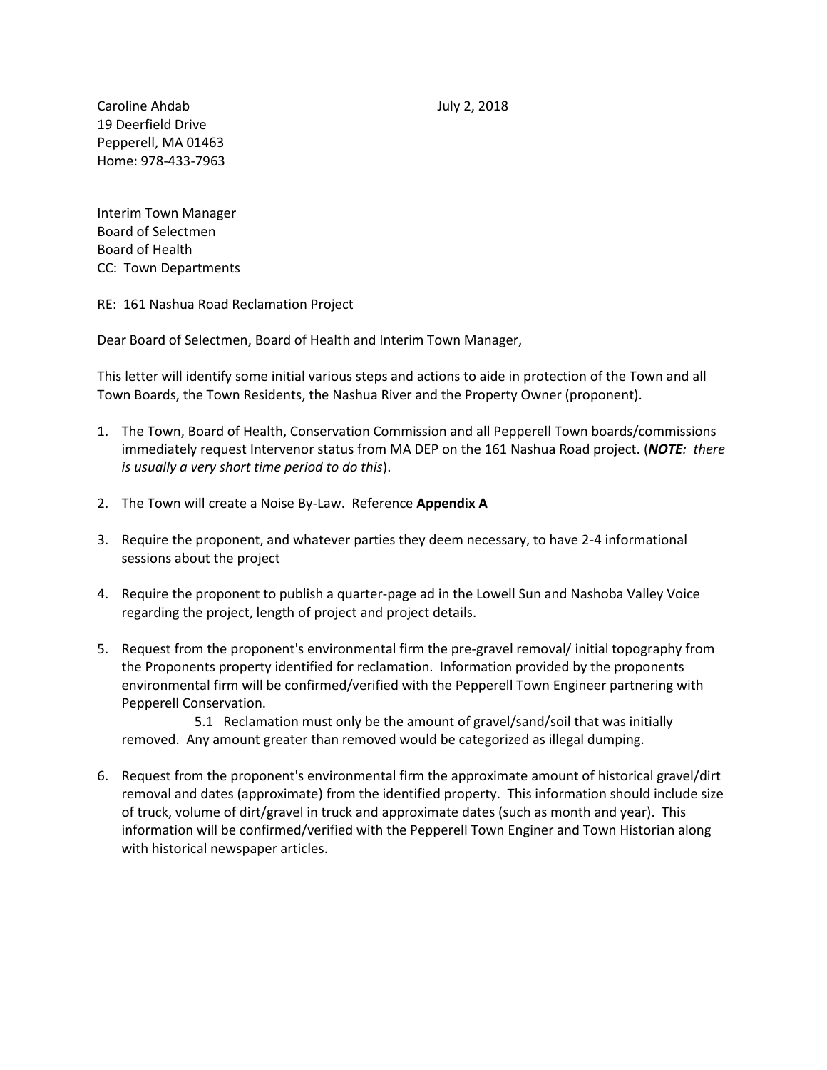Caroline Ahdab
19 Deerfield Drive
Pepperell, MA 01463
Home: 978-433-7963

July 2, 2018

Interim Town Manager
Board of Selectmen
Board of Health
CC: Town Departments

RE: 161 Nashua Road Reclamation Project

Dear Board of Selectmen, Board of Health and Interim Town Manager,

This letter will identify some initial various steps and actions to aide in protection of the Town and all Town Boards, the Town Residents, the Nashua River and the Property Owner (proponent).

1. The Town, Board of Health, Conservation Commission and all Pepperell Town boards/commissions immediately request Intervenor status from MA DEP on the 161 Nashua Road project. (***NOTE**: there is usually a very short time period to do this*).

2. The Town will create a Noise By-Law. Reference **Appendix A**

3. Require the proponent, and whatever parties they deem necessary, to have 2-4 informational sessions about the project

4. Require the proponent to publish a quarter-page ad in the Lowell Sun and Nashoba Valley Voice regarding the project, length of project and project details.

5. Request from the proponent's environmental firm the pre-gravel removal/ initial topography from the Proponents property identified for reclamation. Information provided by the proponents environmental firm will be confirmed/verified with the Pepperell Town Engineer partnering with Pepperell Conservation.

    5.1 Reclamation must only be the amount of gravel/sand/soil that was initially removed. Any amount greater than removed would be categorized as illegal dumping.

6. Request from the proponent's environmental firm the approximate amount of historical gravel/dirt removal and dates (approximate) from the identified property. This information should include size of truck, volume of dirt/gravel in truck and approximate dates (such as month and year). This information will be confirmed/verified with the Pepperell Town Enginer and Town Historian along with historical newspaper articles.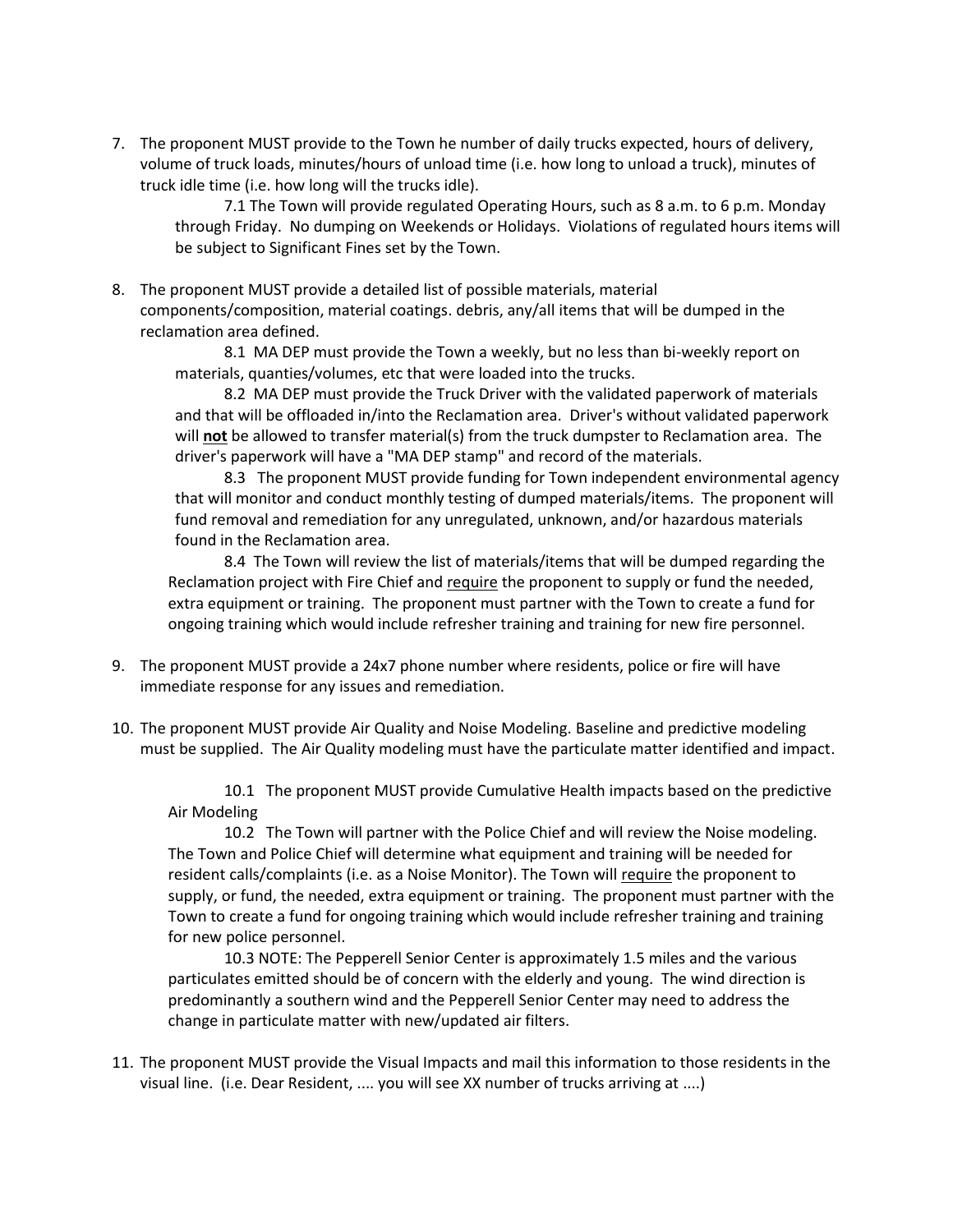7. The proponent MUST provide to the Town he number of daily trucks expected, hours of delivery, volume of truck loads, minutes/hours of unload time (i.e. how long to unload a truck), minutes of truck idle time (i.e. how long will the trucks idle).

   7.1 The Town will provide regulated Operating Hours, such as 8 a.m. to 6 p.m. Monday through Friday. No dumping on Weekends or Holidays. Violations of regulated hours items will be subject to Significant Fines set by the Town.

8. The proponent MUST provide a detailed list of possible materials, material components/composition, material coatings. debris, any/all items that will be dumped in the reclamation area defined.

   8.1 MA DEP must provide the Town a weekly, but no less than bi-weekly report on materials, quanties/volumes, etc that were loaded into the trucks.

   8.2 MA DEP must provide the Truck Driver with the validated paperwork of materials and that will be offloaded in/into the Reclamation area. Driver's without validated paperwork will ***not*** be allowed to transfer material(s) from the truck dumpster to Reclamation area. The driver's paperwork will have a "MA DEP stamp" and record of the materials.

   8.3 The proponent MUST provide funding for Town independent environmental agency that will monitor and conduct monthly testing of dumped materials/items. The proponent will fund removal and remediation for any unregulated, unknown, and/or hazardous materials found in the Reclamation area.

   8.4 The Town will review the list of materials/items that will be dumped regarding the Reclamation project with Fire Chief and require the proponent to supply or fund the needed, extra equipment or training. The proponent must partner with the Town to create a fund for ongoing training which would include refresher training and training for new fire personnel.

9. The proponent MUST provide a 24x7 phone number where residents, police or fire will have immediate response for any issues and remediation.

10. The proponent MUST provide Air Quality and Noise Modeling. Baseline and predictive modeling must be supplied. The Air Quality modeling must have the particulate matter identified and impact.

    10.1 The proponent MUST provide Cumulative Health impacts based on the predictive Air Modeling

    10.2 The Town will partner with the Police Chief and will review the Noise modeling. The Town and Police Chief will determine what equipment and training will be needed for resident calls/complaints (i.e. as a Noise Monitor). The Town will require the proponent to supply, or fund, the needed, extra equipment or training. The proponent must partner with the Town to create a fund for ongoing training which would include refresher training and training for new police personnel.

    10.3 NOTE: The Pepperell Senior Center is approximately 1.5 miles and the various particulates emitted should be of concern with the elderly and young. The wind direction is predominantly a southern wind and the Pepperell Senior Center may need to address the change in particulate matter with new/updated air filters.

11. The proponent MUST provide the Visual Impacts and mail this information to those residents in the visual line. (i.e. Dear Resident, .... you will see XX number of trucks arriving at ....)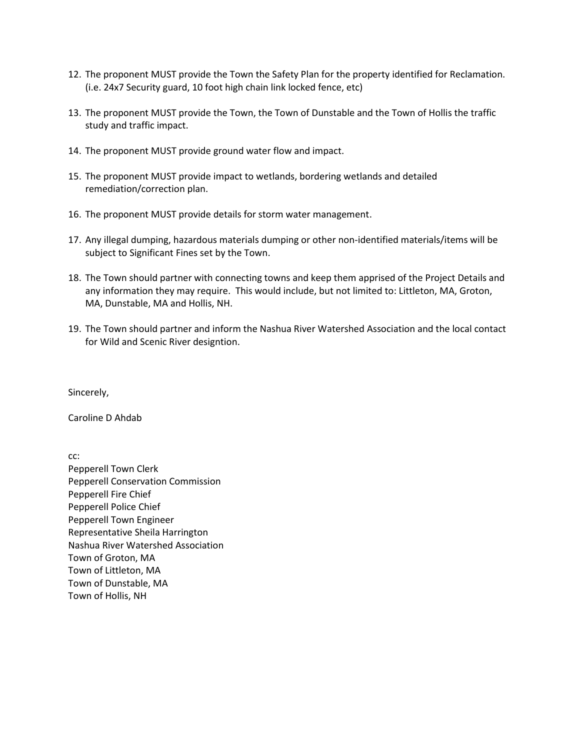12. The proponent MUST provide the Town the Safety Plan for the property identified for Reclamation. (i.e. 24x7 Security guard, 10 foot high chain link locked fence, etc)

13. The proponent MUST provide the Town, the Town of Dunstable and the Town of Hollis the traffic study and traffic impact.

14. The proponent MUST provide ground water flow and impact.

15. The proponent MUST provide impact to wetlands, bordering wetlands and detailed remediation/correction plan.

16. The proponent MUST provide details for storm water management.

17. Any illegal dumping, hazardous materials dumping or other non-identified materials/items will be subject to Significant Fines set by the Town.

18. The Town should partner with connecting towns and keep them apprised of the Project Details and any information they may require. This would include, but not limited to: Littleton, MA, Groton, MA, Dunstable, MA and Hollis, NH.

19. The Town should partner and inform the Nashua River Watershed Association and the local contact for Wild and Scenic River designtion.

Sincerely,

Caroline D Ahdab

cc:
Pepperell Town Clerk
Pepperell Conservation Commission
Pepperell Fire Chief
Pepperell Police Chief
Pepperell Town Engineer
Representative Sheila Harrington
Nashua River Watershed Association
Town of Groton, MA
Town of Littleton, MA
Town of Dunstable, MA
Town of Hollis, NH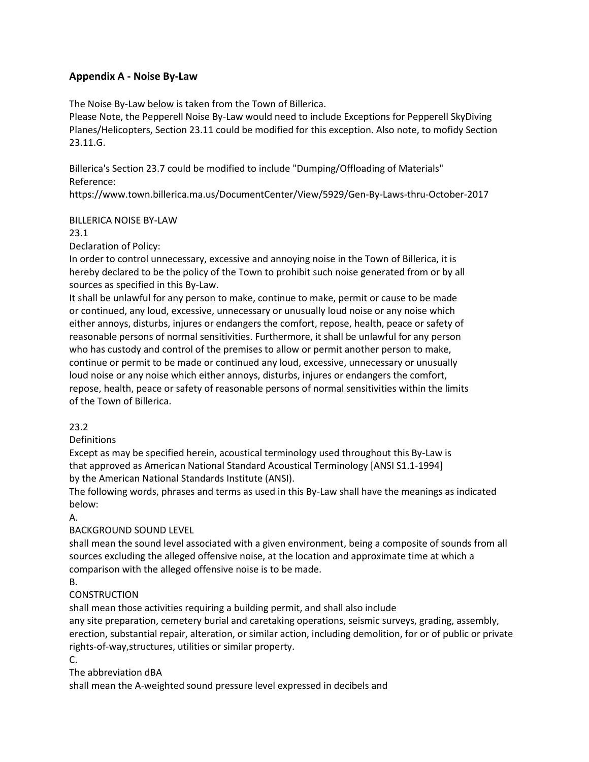## Appendix A - Noise By-Law

The Noise By-Law below is taken from the Town of Billerica.
Please Note, the Pepperell Noise By-Law would need to include Exceptions for Pepperell SkyDiving Planes/Helicopters, Section 23.11 could be modified for this exception. Also note, to mofidy Section 23.11.G.

Billerica's Section 23.7 could be modified to include "Dumping/Offloading of Materials"
Reference:
https://www.town.billerica.ma.us/DocumentCenter/View/5929/Gen-By-Laws-thru-October-2017

BILLERICA NOISE BY-LAW
23.1
Declaration of Policy:
In order to control unnecessary, excessive and annoying noise in the Town of Billerica, it is hereby declared to be the policy of the Town to prohibit such noise generated from or by all sources as specified in this By-Law.
It shall be unlawful for any person to make, continue to make, permit or cause to be made or continued, any loud, excessive, unnecessary or unusually loud noise or any noise which either annoys, disturbs, injures or endangers the comfort, repose, health, peace or safety of reasonable persons of normal sensitivities. Furthermore, it shall be unlawful for any person who has custody and control of the premises to allow or permit another person to make, continue or permit to be made or continued any loud, excessive, unnecessary or unusually loud noise or any noise which either annoys, disturbs, injures or endangers the comfort, repose, health, peace or safety of reasonable persons of normal sensitivities within the limits of the Town of Billerica.

23.2
Definitions
Except as may be specified herein, acoustical terminology used throughout this By-Law is that approved as American National Standard Acoustical Terminology [ANSI S1.1-1994] by the American National Standards Institute (ANSI).
The following words, phrases and terms as used in this By-Law shall have the meanings as indicated below:
A.
BACKGROUND SOUND LEVEL
shall mean the sound level associated with a given environment, being a composite of sounds from all sources excluding the alleged offensive noise, at the location and approximate time at which a comparison with the alleged offensive noise is to be made.
B.
CONSTRUCTION
shall mean those activities requiring a building permit, and shall also include any site preparation, cemetery burial and caretaking operations, seismic surveys, grading, assembly, erection, substantial repair, alteration, or similar action, including demolition, for or of public or private rights-of-way,structures, utilities or similar property.
C.
The abbreviation dBA
shall mean the A-weighted sound pressure level expressed in decibels and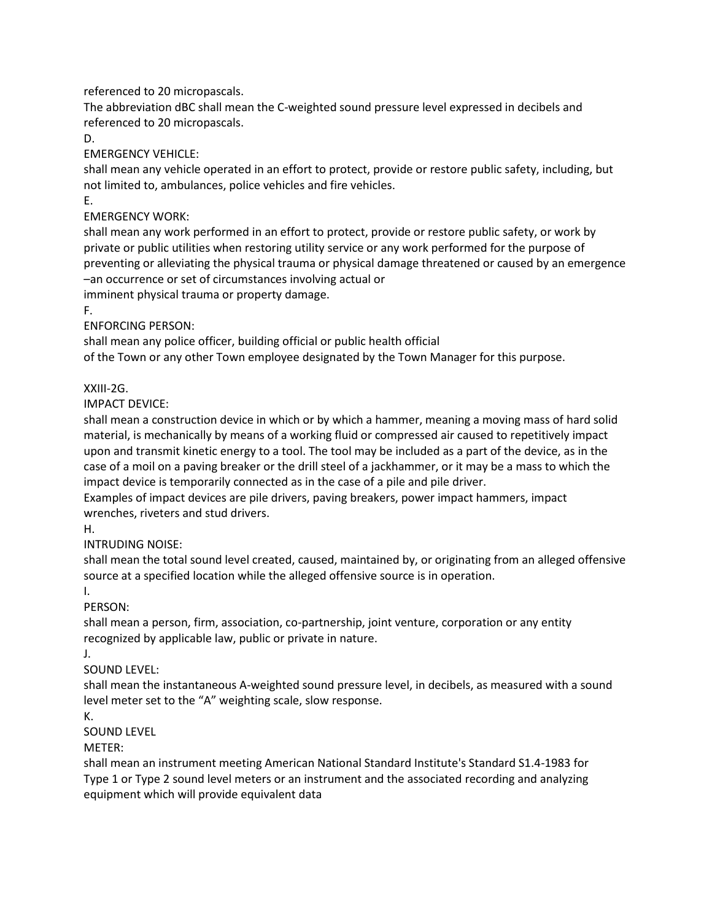referenced to 20 micropascals.

The abbreviation dBC shall mean the C-weighted sound pressure level expressed in decibels and referenced to 20 micropascals.

D.

EMERGENCY VEHICLE:

shall mean any vehicle operated in an effort to protect, provide or restore public safety, including, but not limited to, ambulances, police vehicles and fire vehicles.

E.

EMERGENCY WORK:

shall mean any work performed in an effort to protect, provide or restore public safety, or work by private or public utilities when restoring utility service or any work performed for the purpose of preventing or alleviating the physical trauma or physical damage threatened or caused by an emergence –an occurrence or set of circumstances involving actual or
imminent physical trauma or property damage.

F.

ENFORCING PERSON:

shall mean any police officer, building official or public health official
of the Town or any other Town employee designated by the Town Manager for this purpose.

XXIII-2G.

IMPACT DEVICE:

shall mean a construction device in which or by which a hammer, meaning a moving mass of hard solid material, is mechanically by means of a working fluid or compressed air caused to repetitively impact upon and transmit kinetic energy to a tool. The tool may be included as a part of the device, as in the case of a moil on a paving breaker or the drill steel of a jackhammer, or it may be a mass to which the impact device is temporarily connected as in the case of a pile and pile driver.

Examples of impact devices are pile drivers, paving breakers, power impact hammers, impact wrenches, riveters and stud drivers.

H.

INTRUDING NOISE:

shall mean the total sound level created, caused, maintained by, or originating from an alleged offensive source at a specified location while the alleged offensive source is in operation.

I.

PERSON:

shall mean a person, firm, association, co-partnership, joint venture, corporation or any entity recognized by applicable law, public or private in nature.

J.

SOUND LEVEL:

shall mean the instantaneous A-weighted sound pressure level, in decibels, as measured with a sound level meter set to the "A" weighting scale, slow response.

K.

SOUND LEVEL
METER:

shall mean an instrument meeting American National Standard Institute's Standard S1.4-1983 for Type 1 or Type 2 sound level meters or an instrument and the associated recording and analyzing equipment which will provide equivalent data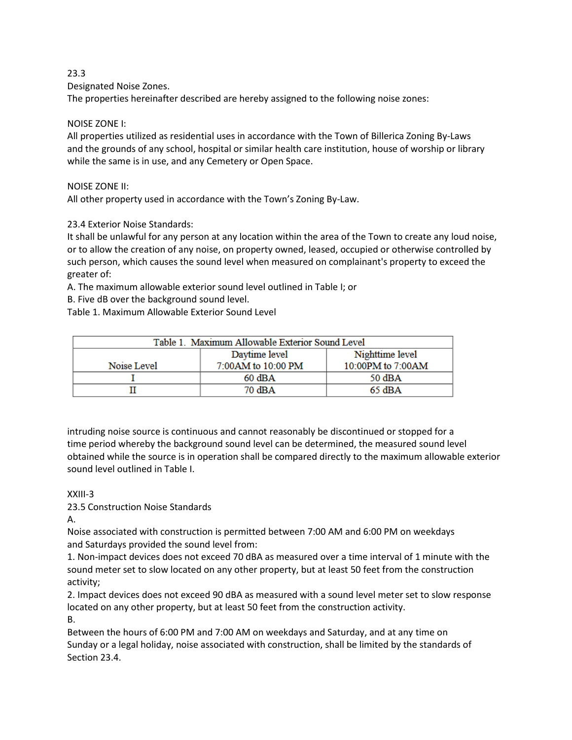23.3

Designated Noise Zones.

The properties hereinafter described are hereby assigned to the following noise zones:

NOISE ZONE I:

All properties utilized as residential uses in accordance with the Town of Billerica Zoning By-Laws and the grounds of any school, hospital or similar health care institution, house of worship or library while the same is in use, and any Cemetery or Open Space.

NOISE ZONE II:

All other property used in accordance with the Town's Zoning By-Law.

23.4 Exterior Noise Standards:

It shall be unlawful for any person at any location within the area of the Town to create any loud noise, or to allow the creation of any noise, on property owned, leased, occupied or otherwise controlled by such person, which causes the sound level when measured on complainant's property to exceed the greater of:

A. The maximum allowable exterior sound level outlined in Table I; or

B. Five dB over the background sound level.

Table 1. Maximum Allowable Exterior Sound Level

| Table 1. Maximum Allowable Exterior Sound Level | | |
|---|---|---|
| Noise Level | Daytime level 7:00AM to 10:00 PM | Nighttime level 10:00PM to 7:00AM |
| I | 60 dBA | 50 dBA |
| II | 70 dBA | 65 dBA |

intruding noise source is continuous and cannot reasonably be discontinued or stopped for a time period whereby the background sound level can be determined, the measured sound level obtained while the source is in operation shall be compared directly to the maximum allowable exterior sound level outlined in Table I.

XXIII-3

23.5 Construction Noise Standards

A.

Noise associated with construction is permitted between 7:00 AM and 6:00 PM on weekdays and Saturdays provided the sound level from:

1. Non-impact devices does not exceed 70 dBA as measured over a time interval of 1 minute with the sound meter set to slow located on any other property, but at least 50 feet from the construction activity;
2. Impact devices does not exceed 90 dBA as measured with a sound level meter set to slow response located on any other property, but at least 50 feet from the construction activity.

B.

Between the hours of 6:00 PM and 7:00 AM on weekdays and Saturday, and at any time on Sunday or a legal holiday, noise associated with construction, shall be limited by the standards of Section 23.4.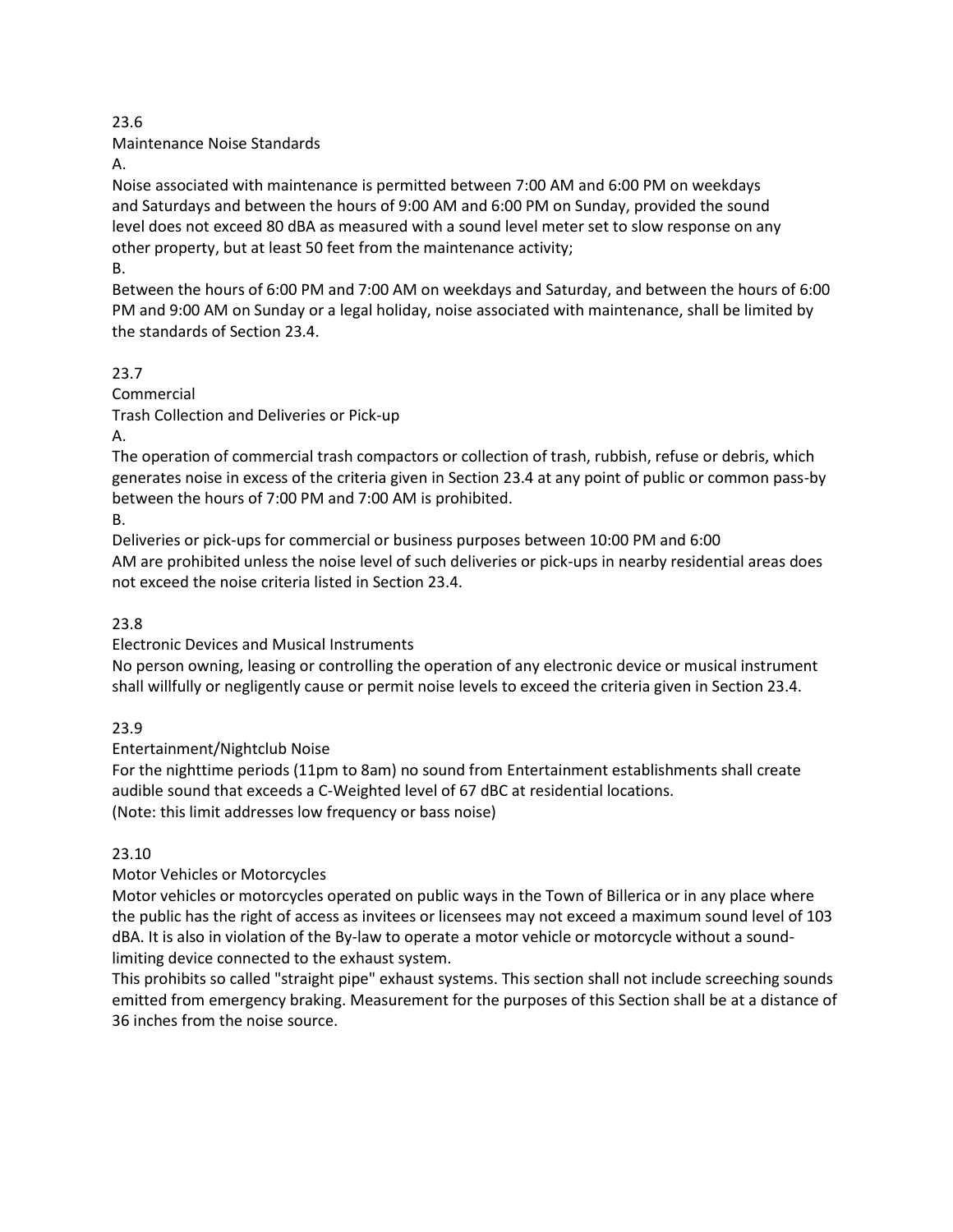23.6

Maintenance Noise Standards

A.

Noise associated with maintenance is permitted between 7:00 AM and 6:00 PM on weekdays and Saturdays and between the hours of 9:00 AM and 6:00 PM on Sunday, provided the sound level does not exceed 80 dBA as measured with a sound level meter set to slow response on any other property, but at least 50 feet from the maintenance activity;

B.

Between the hours of 6:00 PM and 7:00 AM on weekdays and Saturday, and between the hours of 6:00 PM and 9:00 AM on Sunday or a legal holiday, noise associated with maintenance, shall be limited by the standards of Section 23.4.

23.7

Commercial

Trash Collection and Deliveries or Pick-up

A.

The operation of commercial trash compactors or collection of trash, rubbish, refuse or debris, which generates noise in excess of the criteria given in Section 23.4 at any point of public or common pass-by between the hours of 7:00 PM and 7:00 AM is prohibited.

B.

Deliveries or pick-ups for commercial or business purposes between 10:00 PM and 6:00 AM are prohibited unless the noise level of such deliveries or pick-ups in nearby residential areas does not exceed the noise criteria listed in Section 23.4.

23.8

Electronic Devices and Musical Instruments

No person owning, leasing or controlling the operation of any electronic device or musical instrument shall willfully or negligently cause or permit noise levels to exceed the criteria given in Section 23.4.

23.9

Entertainment/Nightclub Noise

For the nighttime periods (11pm to 8am) no sound from Entertainment establishments shall create audible sound that exceeds a C-Weighted level of 67 dBC at residential locations.
(Note: this limit addresses low frequency or bass noise)

23.10

Motor Vehicles or Motorcycles

Motor vehicles or motorcycles operated on public ways in the Town of Billerica or in any place where the public has the right of access as invitees or licensees may not exceed a maximum sound level of 103 dBA. It is also in violation of the By-law to operate a motor vehicle or motorcycle without a sound-limiting device connected to the exhaust system.

This prohibits so called "straight pipe" exhaust systems. This section shall not include screeching sounds emitted from emergency braking. Measurement for the purposes of this Section shall be at a distance of 36 inches from the noise source.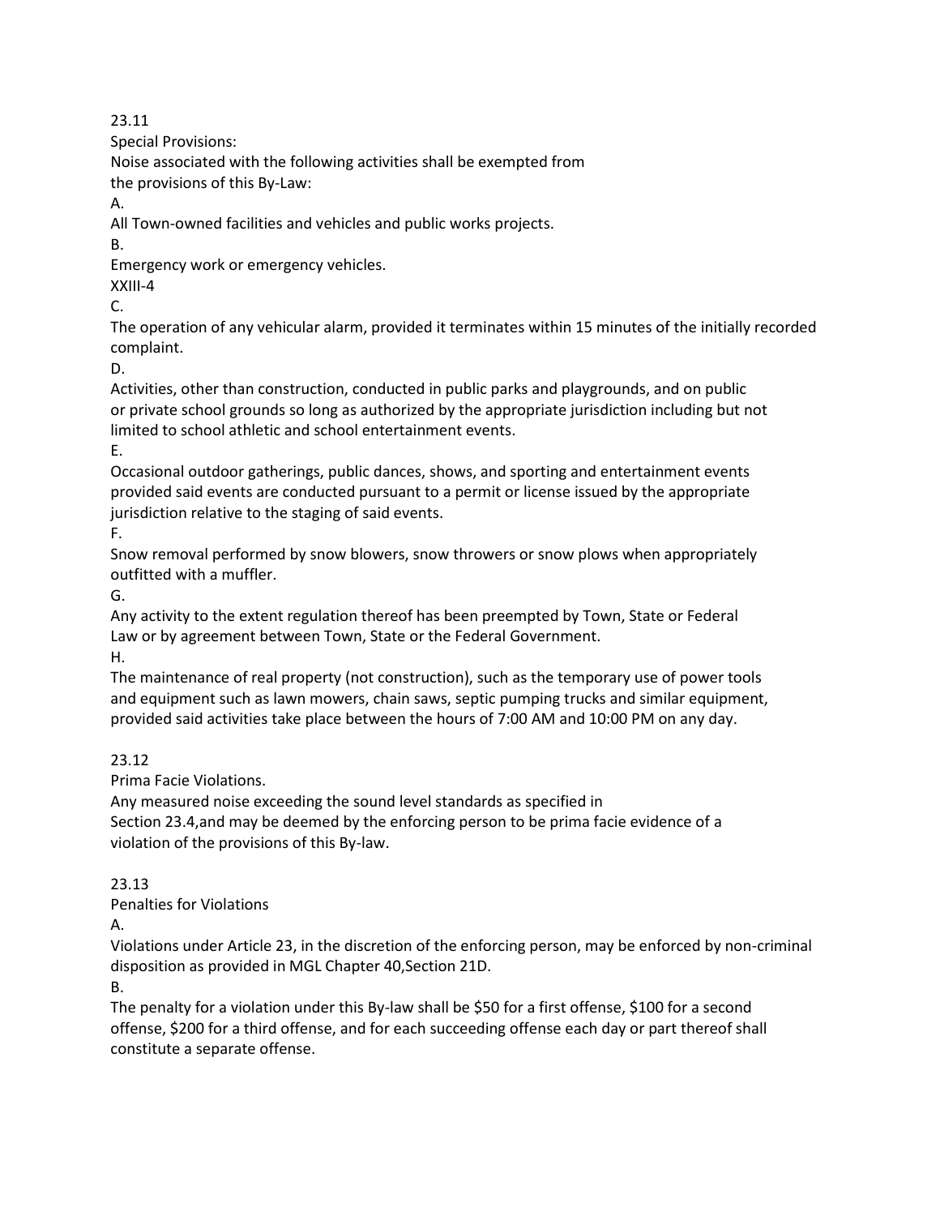23.11

Special Provisions:

Noise associated with the following activities shall be exempted from the provisions of this By-Law:

A. All Town-owned facilities and vehicles and public works projects.

B. Emergency work or emergency vehicles.

C. The operation of any vehicular alarm, provided it terminates within 15 minutes of the initially recorded complaint.

D. Activities, other than construction, conducted in public parks and playgrounds, and on public or private school grounds so long as authorized by the appropriate jurisdiction including but not limited to school athletic and school entertainment events.

E. Occasional outdoor gatherings, public dances, shows, and sporting and entertainment events provided said events are conducted pursuant to a permit or license issued by the appropriate jurisdiction relative to the staging of said events.

F. Snow removal performed by snow blowers, snow throwers or snow plows when appropriately outfitted with a muffler.

G. Any activity to the extent regulation thereof has been preempted by Town, State or Federal Law or by agreement between Town, State or the Federal Government.

H. The maintenance of real property (not construction), such as the temporary use of power tools and equipment such as lawn mowers, chain saws, septic pumping trucks and similar equipment, provided said activities take place between the hours of 7:00 AM and 10:00 PM on any day.

23.12

Prima Facie Violations.

Any measured noise exceeding the sound level standards as specified in Section 23.4,and may be deemed by the enforcing person to be prima facie evidence of a violation of the provisions of this By-law.

23.13

Penalties for Violations

A. Violations under Article 23, in the discretion of the enforcing person, may be enforced by non-criminal disposition as provided in MGL Chapter 40,Section 21D.

B. The penalty for a violation under this By-law shall be $50 for a first offense, $100 for a second offense, $200 for a third offense, and for each succeeding offense each day or part thereof shall constitute a separate offense.